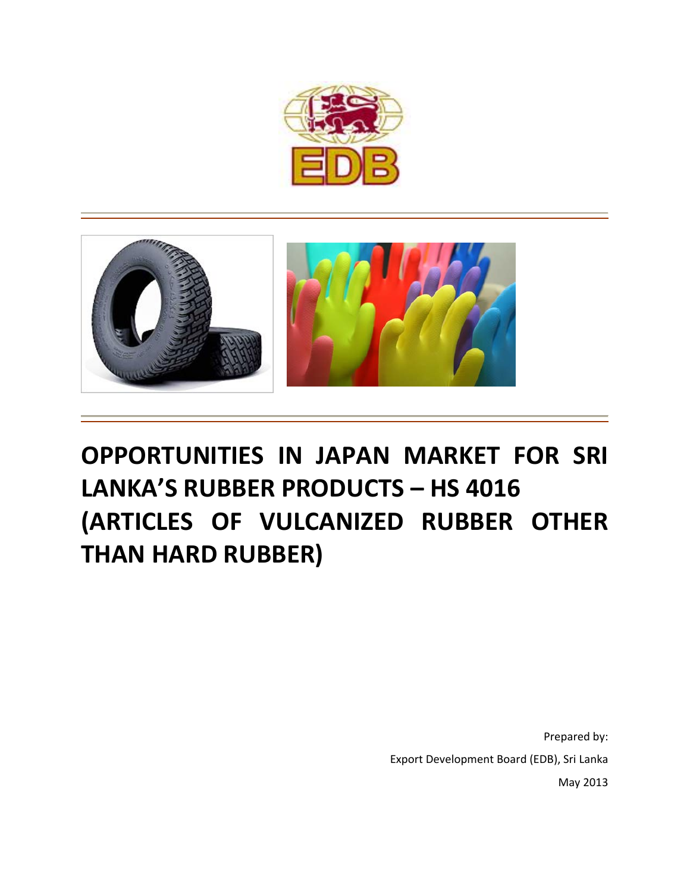# OPPORTUNITIES IN JAPAN MARKET FOR SRI LANKA'S RUBBER PRODUCTS – HS 4016 (ARTICLES OF VULCANIZED RUBBER OTHER THAN HARD RUBBER)

Prepared by:

Export Development Board (EDB), Sri Lanka

May 2013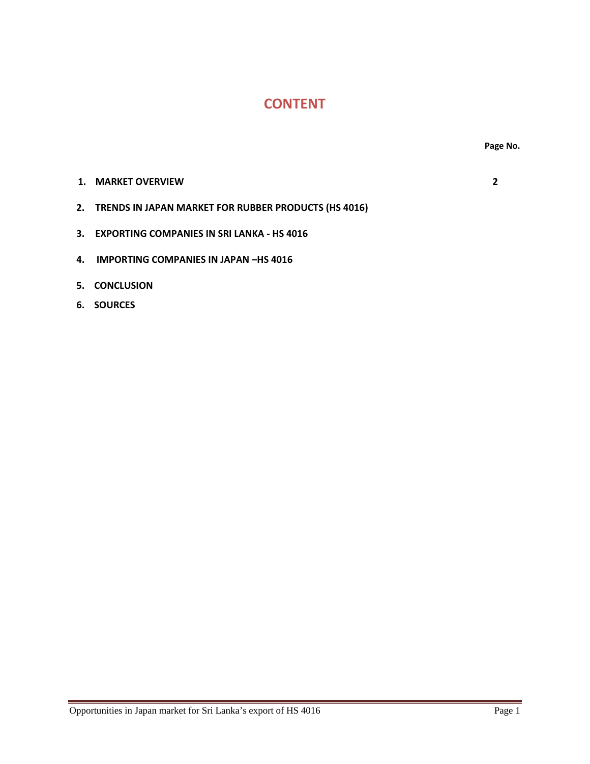# CONTENT

| | Page No. |
|---|---|
| 1. MARKET OVERVIEW | 2 |
| 2. TRENDS IN JAPAN MARKET FOR RUBBER PRODUCTS (HS 4016) | |
| 3. EXPORTING COMPANIES IN SRI LANKA - HS 4016 | |
| 4. IMPORTING COMPANIES IN JAPAN –HS 4016 | |
| 5. CONCLUSION | |
| 6. SOURCES | |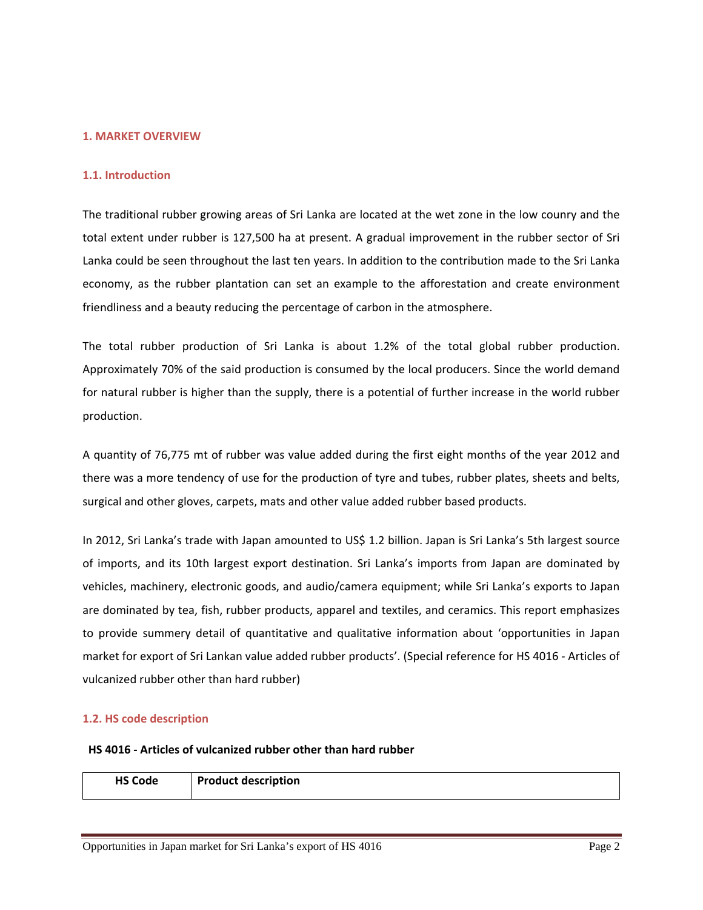## 1. MARKET OVERVIEW

### 1.1. Introduction

The traditional rubber growing areas of Sri Lanka are located at the wet zone in the low counry and the total extent under rubber is 127,500 ha at present. A gradual improvement in the rubber sector of Sri Lanka could be seen throughout the last ten years. In addition to the contribution made to the Sri Lanka economy, as the rubber plantation can set an example to the afforestation and create environment friendliness and a beauty reducing the percentage of carbon in the atmosphere.

The total rubber production of Sri Lanka is about 1.2% of the total global rubber production. Approximately 70% of the said production is consumed by the local producers. Since the world demand for natural rubber is higher than the supply, there is a potential of further increase in the world rubber production.

A quantity of 76,775 mt of rubber was value added during the first eight months of the year 2012 and there was a more tendency of use for the production of tyre and tubes, rubber plates, sheets and belts, surgical and other gloves, carpets, mats and other value added rubber based products.

In 2012, Sri Lanka's trade with Japan amounted to US$ 1.2 billion. Japan is Sri Lanka's 5th largest source of imports, and its 10th largest export destination. Sri Lanka's imports from Japan are dominated by vehicles, machinery, electronic goods, and audio/camera equipment; while Sri Lanka's exports to Japan are dominated by tea, fish, rubber products, apparel and textiles, and ceramics. This report emphasizes to provide summery detail of quantitative and qualitative information about 'opportunities in Japan market for export of Sri Lankan value added rubber products'. (Special reference for HS 4016 - Articles of vulcanized rubber other than hard rubber)

### 1.2. HS code description

**HS 4016 - Articles of vulcanized rubber other than hard rubber**

| HS Code | Product description |
|---|---|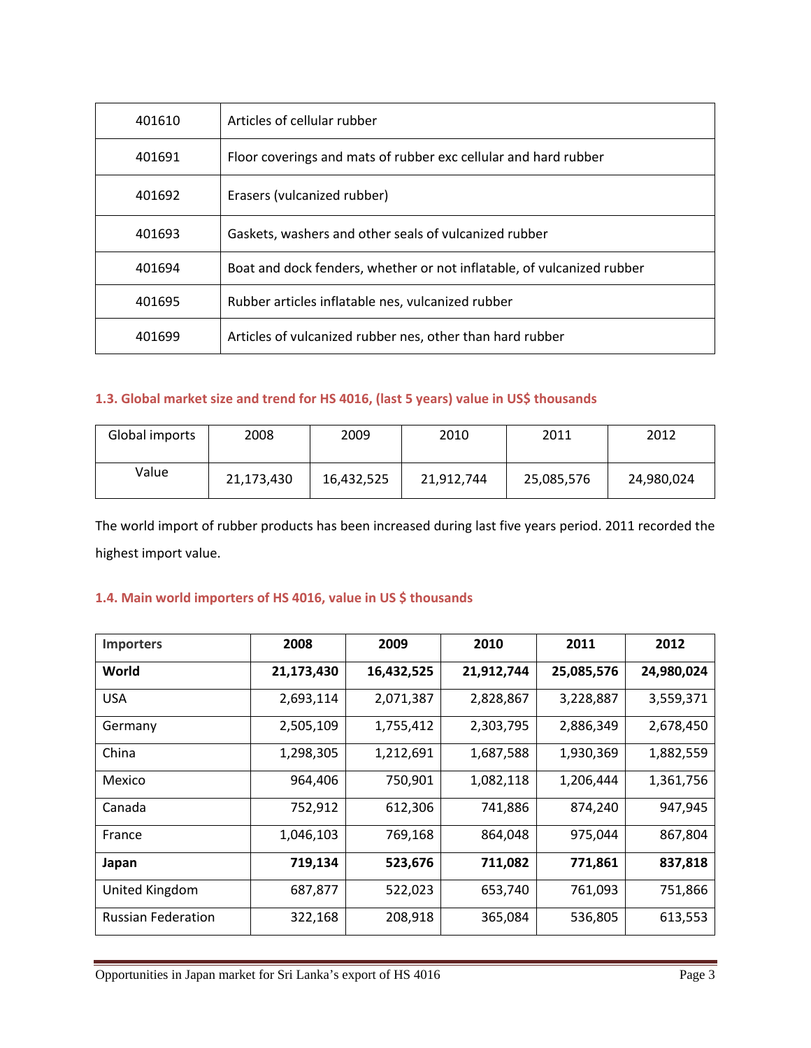| 401610 | Articles of cellular rubber |
|---|---|
| 401691 | Floor coverings and mats of rubber exc cellular and hard rubber |
| 401692 | Erasers (vulcanized rubber) |
| 401693 | Gaskets, washers and other seals of vulcanized rubber |
| 401694 | Boat and dock fenders, whether or not inflatable, of vulcanized rubber |
| 401695 | Rubber articles inflatable nes, vulcanized rubber |
| 401699 | Articles of vulcanized rubber nes, other than hard rubber |

### 1.3. Global market size and trend for HS 4016, (last 5 years) value in US$ thousands

| Global imports | 2008 | 2009 | 2010 | 2011 | 2012 |
|---|---|---|---|---|---|
| Value | 21,173,430 | 16,432,525 | 21,912,744 | 25,085,576 | 24,980,024 |

The world import of rubber products has been increased during last five years period. 2011 recorded the highest import value.

### 1.4. Main world importers of HS 4016, value in US $ thousands

| Importers | 2008 | 2009 | 2010 | 2011 | 2012 |
|---|---|---|---|---|---|
| **World** | **21,173,430** | **16,432,525** | **21,912,744** | **25,085,576** | **24,980,024** |
| USA | 2,693,114 | 2,071,387 | 2,828,867 | 3,228,887 | 3,559,371 |
| Germany | 2,505,109 | 1,755,412 | 2,303,795 | 2,886,349 | 2,678,450 |
| China | 1,298,305 | 1,212,691 | 1,687,588 | 1,930,369 | 1,882,559 |
| Mexico | 964,406 | 750,901 | 1,082,118 | 1,206,444 | 1,361,756 |
| Canada | 752,912 | 612,306 | 741,886 | 874,240 | 947,945 |
| France | 1,046,103 | 769,168 | 864,048 | 975,044 | 867,804 |
| **Japan** | **719,134** | **523,676** | **711,082** | **771,861** | **837,818** |
| United Kingdom | 687,877 | 522,023 | 653,740 | 761,093 | 751,866 |
| Russian Federation | 322,168 | 208,918 | 365,084 | 536,805 | 613,553 |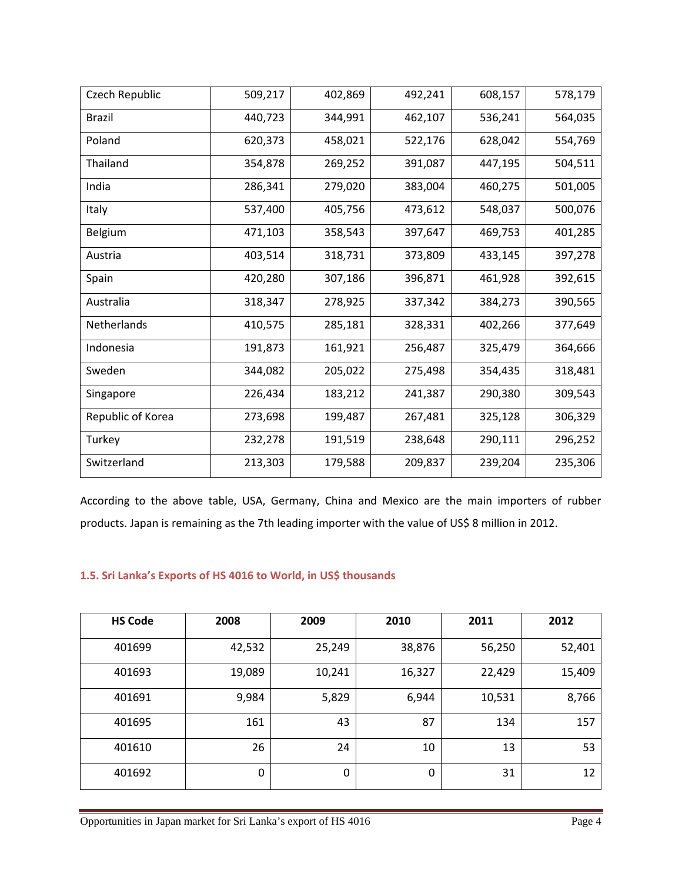| | | | | | |
|---|---|---|---|---|---|
| Czech Republic | 509,217 | 402,869 | 492,241 | 608,157 | 578,179 |
| Brazil | 440,723 | 344,991 | 462,107 | 536,241 | 564,035 |
| Poland | 620,373 | 458,021 | 522,176 | 628,042 | 554,769 |
| Thailand | 354,878 | 269,252 | 391,087 | 447,195 | 504,511 |
| India | 286,341 | 279,020 | 383,004 | 460,275 | 501,005 |
| Italy | 537,400 | 405,756 | 473,612 | 548,037 | 500,076 |
| Belgium | 471,103 | 358,543 | 397,647 | 469,753 | 401,285 |
| Austria | 403,514 | 318,731 | 373,809 | 433,145 | 397,278 |
| Spain | 420,280 | 307,186 | 396,871 | 461,928 | 392,615 |
| Australia | 318,347 | 278,925 | 337,342 | 384,273 | 390,565 |
| Netherlands | 410,575 | 285,181 | 328,331 | 402,266 | 377,649 |
| Indonesia | 191,873 | 161,921 | 256,487 | 325,479 | 364,666 |
| Sweden | 344,082 | 205,022 | 275,498 | 354,435 | 318,481 |
| Singapore | 226,434 | 183,212 | 241,387 | 290,380 | 309,543 |
| Republic of Korea | 273,698 | 199,487 | 267,481 | 325,128 | 306,329 |
| Turkey | 232,278 | 191,519 | 238,648 | 290,111 | 296,252 |
| Switzerland | 213,303 | 179,588 | 209,837 | 239,204 | 235,306 |

According to the above table, USA, Germany, China and Mexico are the main importers of rubber products. Japan is remaining as the 7th leading importer with the value of US$ 8 million in 2012.

### 1.5. Sri Lanka's Exports of HS 4016 to World, in US$ thousands

| HS Code | 2008 | 2009 | 2010 | 2011 | 2012 |
|---|---|---|---|---|---|
| 401699 | 42,532 | 25,249 | 38,876 | 56,250 | 52,401 |
| 401693 | 19,089 | 10,241 | 16,327 | 22,429 | 15,409 |
| 401691 | 9,984 | 5,829 | 6,944 | 10,531 | 8,766 |
| 401695 | 161 | 43 | 87 | 134 | 157 |
| 401610 | 26 | 24 | 10 | 13 | 53 |
| 401692 | 0 | 0 | 0 | 31 | 12 |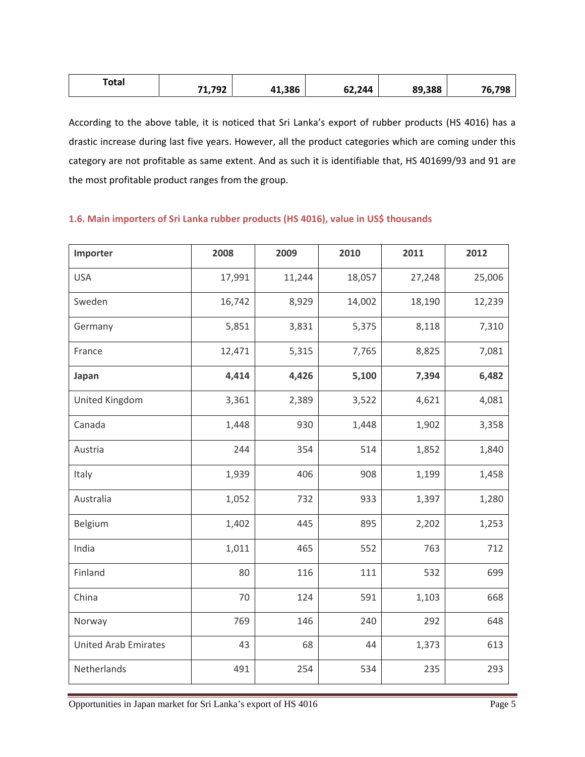| Total | 71,792 | 41,386 | 62,244 | 89,388 | 76,798 |
|---|---|---|---|---|---|

According to the above table, it is noticed that Sri Lanka's export of rubber products (HS 4016) has a drastic increase during last five years. However, all the product categories which are coming under this category are not profitable as same extent. And as such it is identifiable that, HS 401699/93 and 91 are the most profitable product ranges from the group.

### 1.6. Main importers of Sri Lanka rubber products (HS 4016), value in US$ thousands

| Importer | 2008 | 2009 | 2010 | 2011 | 2012 |
|---|---|---|---|---|---|
| USA | 17,991 | 11,244 | 18,057 | 27,248 | 25,006 |
| Sweden | 16,742 | 8,929 | 14,002 | 18,190 | 12,239 |
| Germany | 5,851 | 3,831 | 5,375 | 8,118 | 7,310 |
| France | 12,471 | 5,315 | 7,765 | 8,825 | 7,081 |
| **Japan** | **4,414** | **4,426** | **5,100** | **7,394** | **6,482** |
| United Kingdom | 3,361 | 2,389 | 3,522 | 4,621 | 4,081 |
| Canada | 1,448 | 930 | 1,448 | 1,902 | 3,358 |
| Austria | 244 | 354 | 514 | 1,852 | 1,840 |
| Italy | 1,939 | 406 | 908 | 1,199 | 1,458 |
| Australia | 1,052 | 732 | 933 | 1,397 | 1,280 |
| Belgium | 1,402 | 445 | 895 | 2,202 | 1,253 |
| India | 1,011 | 465 | 552 | 763 | 712 |
| Finland | 80 | 116 | 111 | 532 | 699 |
| China | 70 | 124 | 591 | 1,103 | 668 |
| Norway | 769 | 146 | 240 | 292 | 648 |
| United Arab Emirates | 43 | 68 | 44 | 1,373 | 613 |
| Netherlands | 491 | 254 | 534 | 235 | 293 |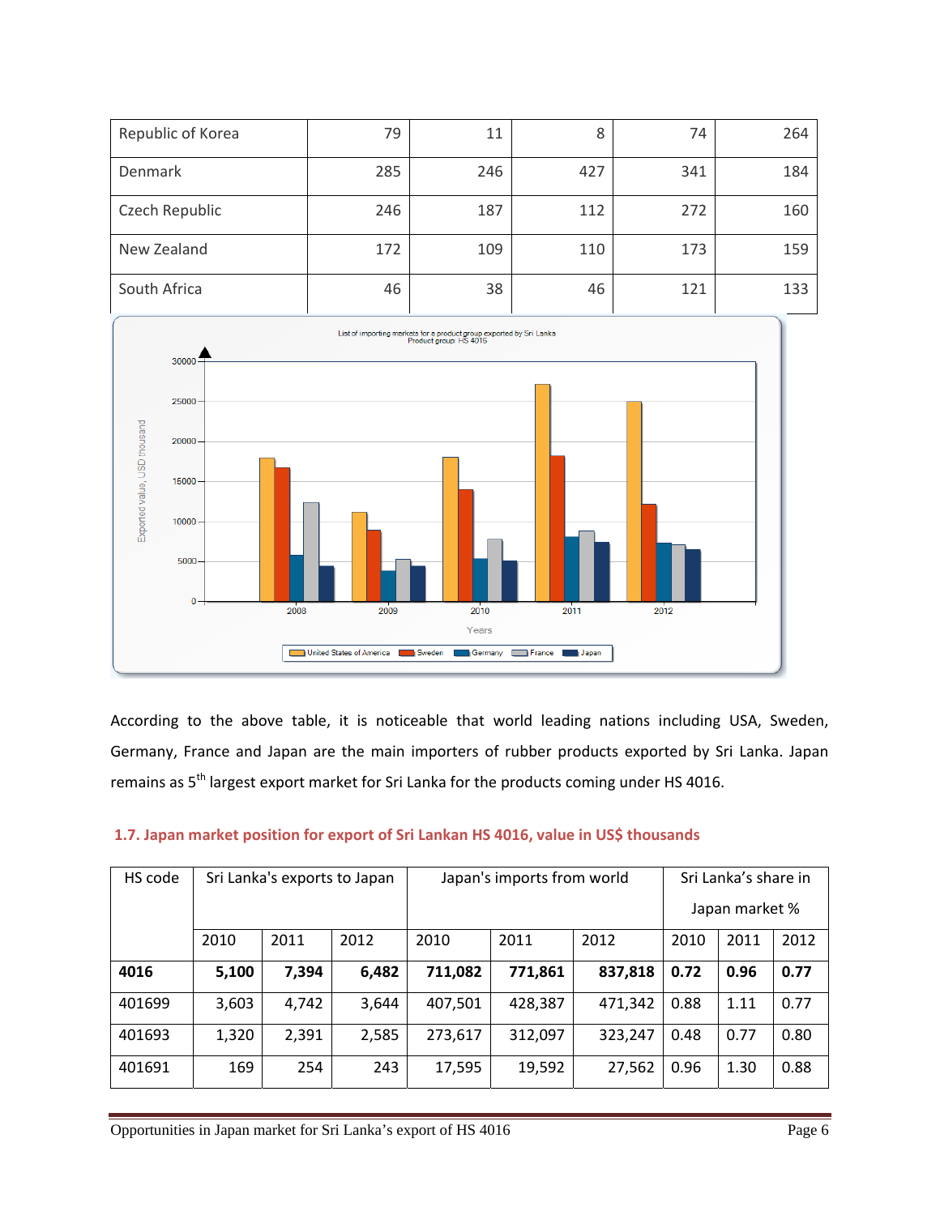| Republic of Korea | 79 | 11 | 8 | 74 | 264 |
|---|---|---|---|---|---|
| Denmark | 285 | 246 | 427 | 341 | 184 |
| Czech Republic | 246 | 187 | 112 | 272 | 160 |
| New Zealand | 172 | 109 | 110 | 173 | 159 |
| South Africa | 46 | 38 | 46 | 121 | 133 |

According to the above table, it is noticeable that world leading nations including USA, Sweden, Germany, France and Japan are the main importers of rubber products exported by Sri Lanka. Japan remains as 5th largest export market for Sri Lanka for the products coming under HS 4016.

### 1.7. Japan market position for export of Sri Lankan HS 4016, value in US$ thousands

| HS code | Sri Lanka's exports to Japan | | | Japan's imports from world | | | Sri Lanka's share in Japan market % | | |
|---|---|---|---|---|---|---|---|---|---|
| | 2010 | 2011 | 2012 | 2010 | 2011 | 2012 | 2010 | 2011 | 2012 |
| **4016** | **5,100** | **7,394** | **6,482** | **711,082** | **771,861** | **837,818** | **0.72** | **0.96** | **0.77** |
| 401699 | 3,603 | 4,742 | 3,644 | 407,501 | 428,387 | 471,342 | 0.88 | 1.11 | 0.77 |
| 401693 | 1,320 | 2,391 | 2,585 | 273,617 | 312,097 | 323,247 | 0.48 | 0.77 | 0.80 |
| 401691 | 169 | 254 | 243 | 17,595 | 19,592 | 27,562 | 0.96 | 1.30 | 0.88 |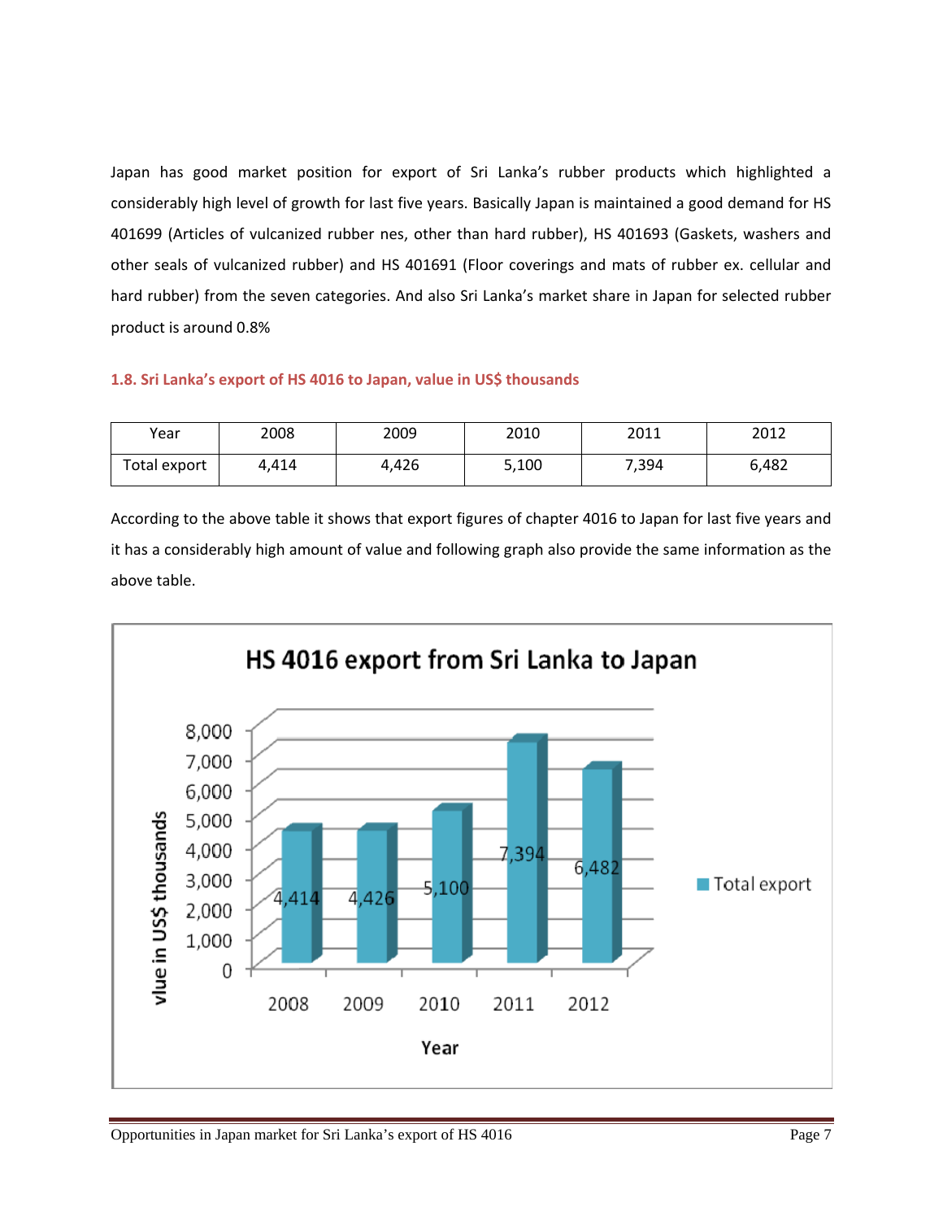Japan has good market position for export of Sri Lanka's rubber products which highlighted a considerably high level of growth for last five years. Basically Japan is maintained a good demand for HS 401699 (Articles of vulcanized rubber nes, other than hard rubber), HS 401693 (Gaskets, washers and other seals of vulcanized rubber) and HS 401691 (Floor coverings and mats of rubber ex. cellular and hard rubber) from the seven categories. And also Sri Lanka's market share in Japan for selected rubber product is around 0.8%

### 1.8. Sri Lanka's export of HS 4016 to Japan, value in US$ thousands

| Year | 2008 | 2009 | 2010 | 2011 | 2012 |
|---|---|---|---|---|---|
| Total export | 4,414 | 4,426 | 5,100 | 7,394 | 6,482 |

According to the above table it shows that export figures of chapter 4016 to Japan for last five years and it has a considerably high amount of value and following graph also provide the same information as the above table.

**HS 4016 export from Sri Lanka to Japan**

| Year | 2008 | 2009 | 2010 | 2011 | 2012 |
|---|---|---|---|---|---|
| Total export (vlue in US$ thousands) | 4,414 | 4,426 | 5,100 | 7,394 | 6,482 |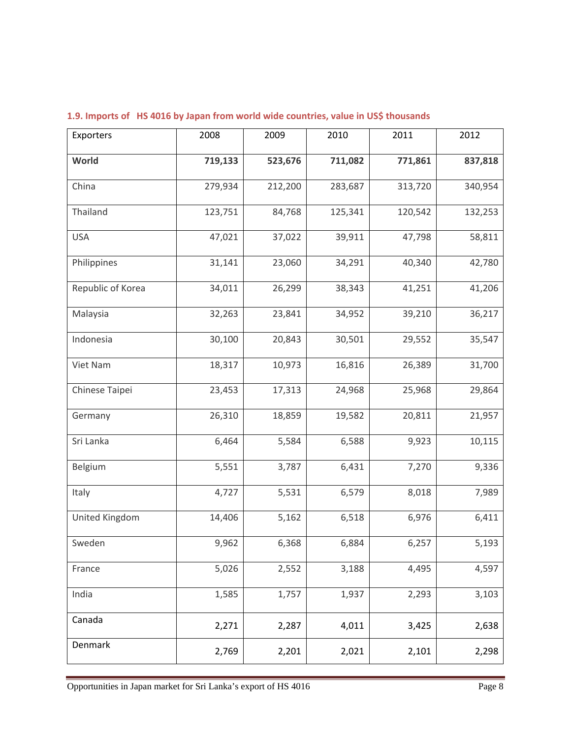### 1.9. Imports of HS 4016 by Japan from world wide countries, value in US$ thousands

| Exporters | 2008 | 2009 | 2010 | 2011 | 2012 |
|---|---|---|---|---|---|
| **World** | **719,133** | **523,676** | **711,082** | **771,861** | **837,818** |
| China | 279,934 | 212,200 | 283,687 | 313,720 | 340,954 |
| Thailand | 123,751 | 84,768 | 125,341 | 120,542 | 132,253 |
| USA | 47,021 | 37,022 | 39,911 | 47,798 | 58,811 |
| Philippines | 31,141 | 23,060 | 34,291 | 40,340 | 42,780 |
| Republic of Korea | 34,011 | 26,299 | 38,343 | 41,251 | 41,206 |
| Malaysia | 32,263 | 23,841 | 34,952 | 39,210 | 36,217 |
| Indonesia | 30,100 | 20,843 | 30,501 | 29,552 | 35,547 |
| Viet Nam | 18,317 | 10,973 | 16,816 | 26,389 | 31,700 |
| Chinese Taipei | 23,453 | 17,313 | 24,968 | 25,968 | 29,864 |
| Germany | 26,310 | 18,859 | 19,582 | 20,811 | 21,957 |
| Sri Lanka | 6,464 | 5,584 | 6,588 | 9,923 | 10,115 |
| Belgium | 5,551 | 3,787 | 6,431 | 7,270 | 9,336 |
| Italy | 4,727 | 5,531 | 6,579 | 8,018 | 7,989 |
| United Kingdom | 14,406 | 5,162 | 6,518 | 6,976 | 6,411 |
| Sweden | 9,962 | 6,368 | 6,884 | 6,257 | 5,193 |
| France | 5,026 | 2,552 | 3,188 | 4,495 | 4,597 |
| India | 1,585 | 1,757 | 1,937 | 2,293 | 3,103 |
| Canada | 2,271 | 2,287 | 4,011 | 3,425 | 2,638 |
| Denmark | 2,769 | 2,201 | 2,021 | 2,101 | 2,298 |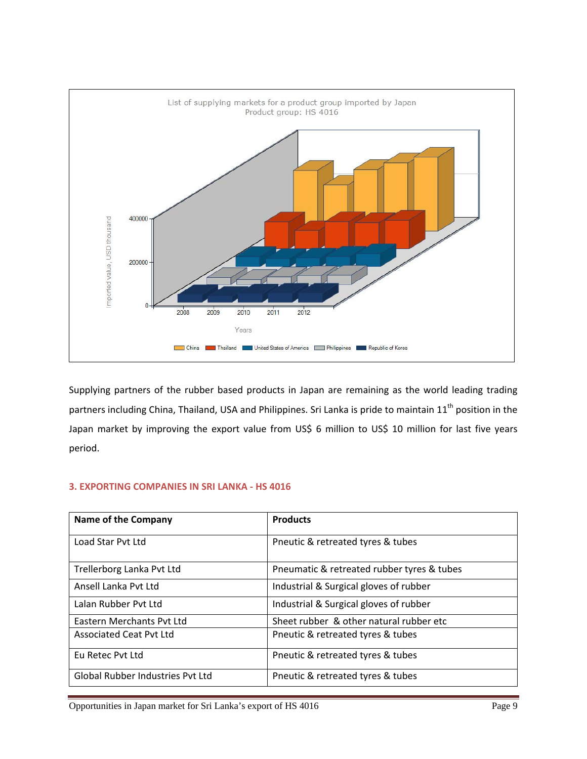Supplying partners of the rubber based products in Japan are remaining as the world leading trading partners including China, Thailand, USA and Philippines. Sri Lanka is pride to maintain 11th position in the Japan market by improving the export value from US$ 6 million to US$ 10 million for last five years period.

### 3. EXPORTING COMPANIES IN SRI LANKA - HS 4016

| Name of the Company | Products |
|---|---|
| Load Star Pvt Ltd | Pneutic & retreated tyres & tubes |
| Trellerborg Lanka Pvt Ltd | Pneumatic & retreated rubber tyres & tubes |
| Ansell Lanka Pvt Ltd | Industrial & Surgical gloves of rubber |
| Lalan Rubber Pvt Ltd | Industrial & Surgical gloves of rubber |
| Eastern Merchants Pvt Ltd | Sheet rubber & other natural rubber etc |
| Associated Ceat Pvt Ltd | Pneutic & retreated tyres & tubes |
| Eu Retec Pvt Ltd | Pneutic & retreated tyres & tubes |
| Global Rubber Industries Pvt Ltd | Pneutic & retreated tyres & tubes |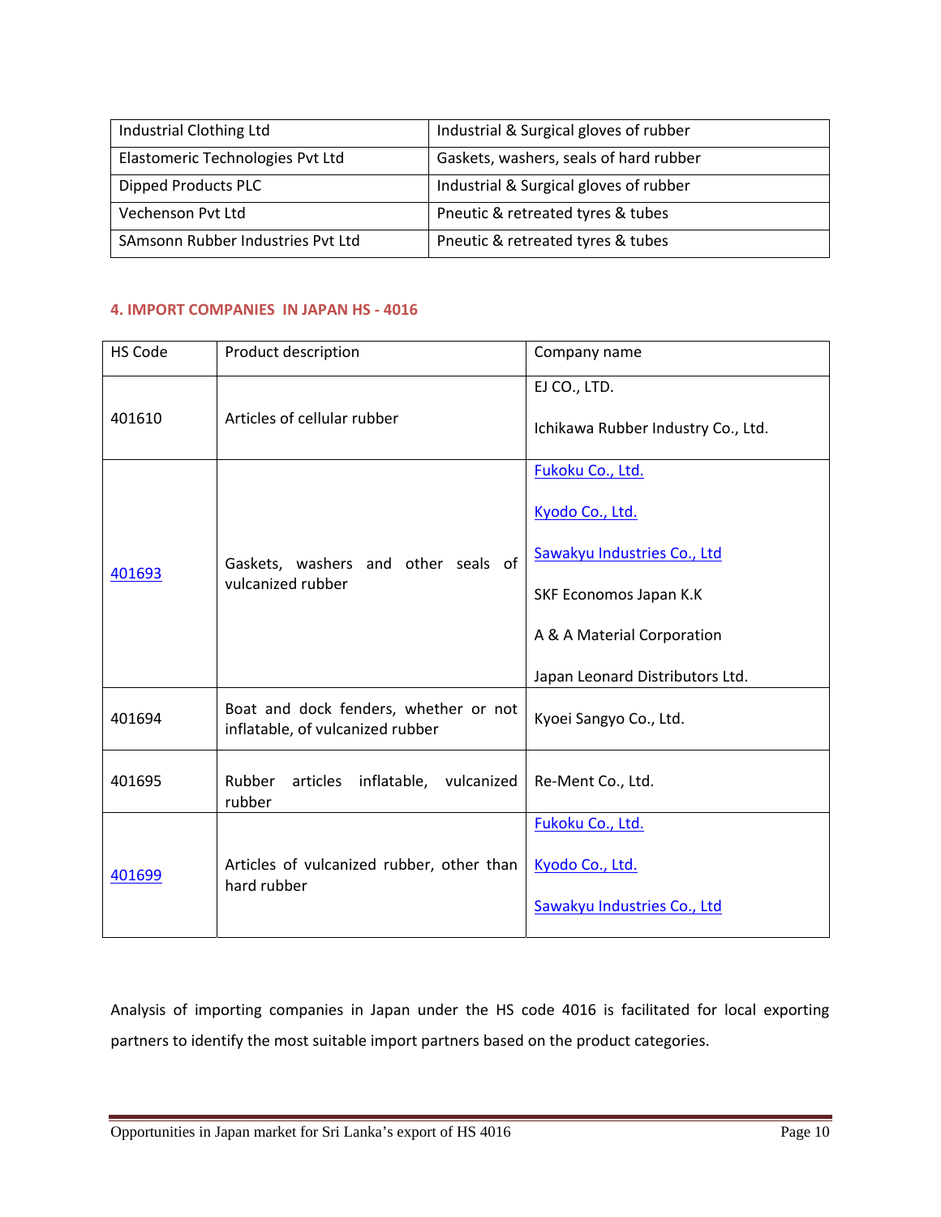| Industrial Clothing Ltd | Industrial & Surgical gloves of rubber |
|---|---|
| Elastomeric Technologies Pvt Ltd | Gaskets, washers, seals of hard rubber |
| Dipped Products PLC | Industrial & Surgical gloves of rubber |
| Vechenson Pvt Ltd | Pneutic & retreated tyres & tubes |
| SAmsonn Rubber Industries Pvt Ltd | Pneutic & retreated tyres & tubes |

## 4. IMPORT COMPANIES IN JAPAN HS - 4016

| HS Code | Product description | Company name |
|---|---|---|
| 401610 | Articles of cellular rubber | EJ CO., LTD.<br><br>Ichikawa Rubber Industry Co., Ltd. |
| 401693 | Gaskets, washers and other seals of vulcanized rubber | Fukoku Co., Ltd.<br><br>Kyodo Co., Ltd.<br><br>Sawakyu Industries Co., Ltd<br><br>SKF Economos Japan K.K<br><br>A & A Material Corporation<br><br>Japan Leonard Distributors Ltd. |
| 401694 | Boat and dock fenders, whether or not inflatable, of vulcanized rubber | Kyoei Sangyo Co., Ltd. |
| 401695 | Rubber articles inflatable, vulcanized rubber | Re-Ment Co., Ltd. |
| 401699 | Articles of vulcanized rubber, other than hard rubber | Fukoku Co., Ltd.<br><br>Kyodo Co., Ltd.<br><br>Sawakyu Industries Co., Ltd |

Analysis of importing companies in Japan under the HS code 4016 is facilitated for local exporting partners to identify the most suitable import partners based on the product categories.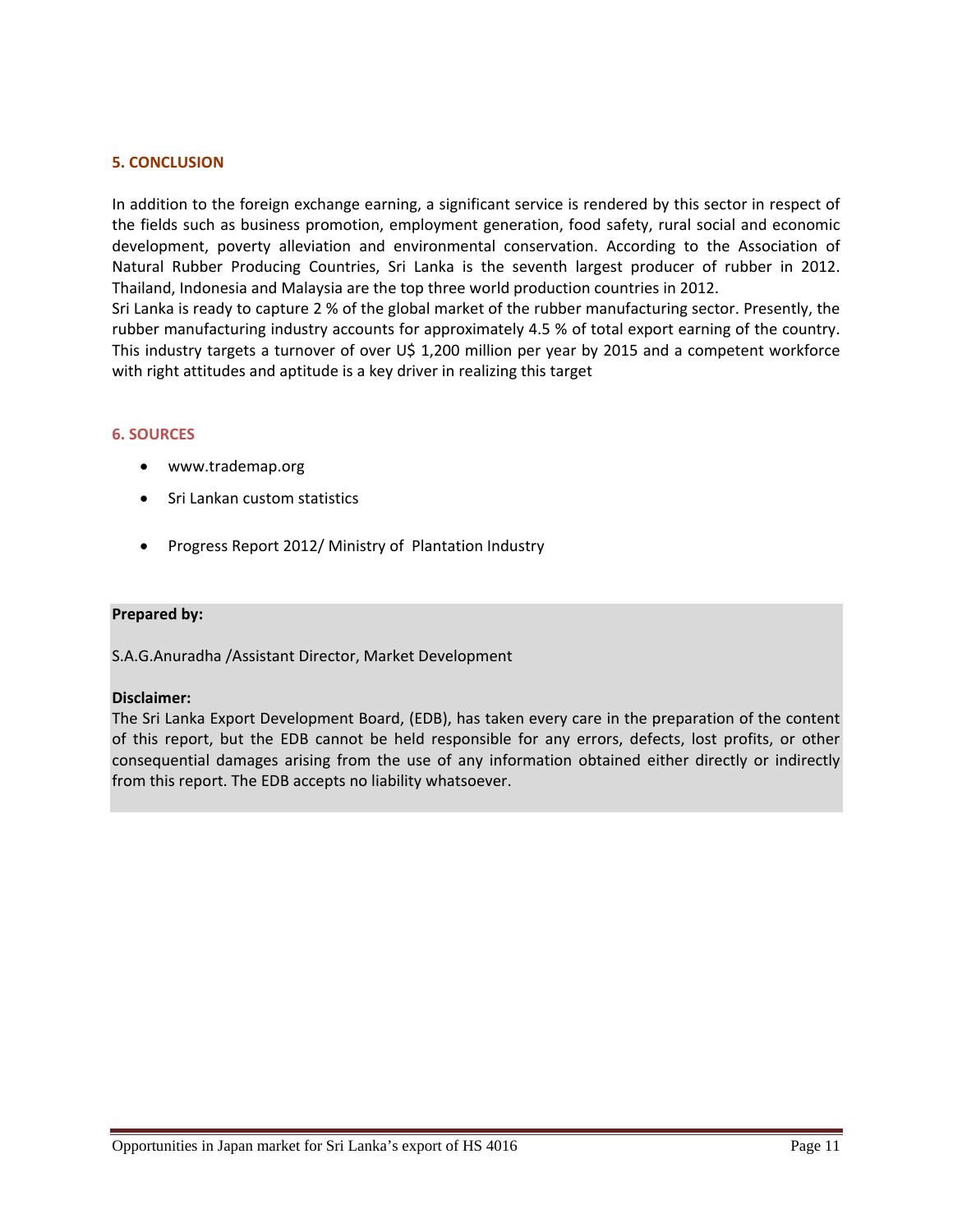## 5. CONCLUSION

In addition to the foreign exchange earning, a significant service is rendered by this sector in respect of the fields such as business promotion, employment generation, food safety, rural social and economic development, poverty alleviation and environmental conservation. According to the Association of Natural Rubber Producing Countries, Sri Lanka is the seventh largest producer of rubber in 2012. Thailand, Indonesia and Malaysia are the top three world production countries in 2012.
Sri Lanka is ready to capture 2 % of the global market of the rubber manufacturing sector. Presently, the rubber manufacturing industry accounts for approximately 4.5 % of total export earning of the country. This industry targets a turnover of over U$ 1,200 million per year by 2015 and a competent workforce with right attitudes and aptitude is a key driver in realizing this target

## 6. SOURCES

- www.trademap.org
- Sri Lankan custom statistics
- Progress Report 2012/ Ministry of Plantation Industry

**Prepared by:**

S.A.G.Anuradha /Assistant Director, Market Development

**Disclaimer:**
The Sri Lanka Export Development Board, (EDB), has taken every care in the preparation of the content of this report, but the EDB cannot be held responsible for any errors, defects, lost profits, or other consequential damages arising from the use of any information obtained either directly or indirectly from this report. The EDB accepts no liability whatsoever.